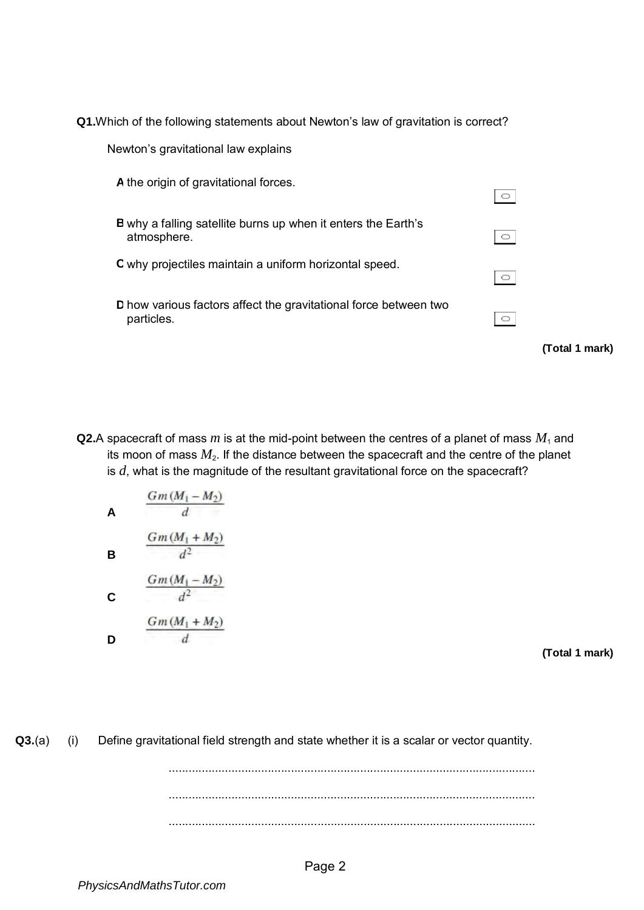**Q1.** Which of the following statements about Newton's law of gravitation is correct?

Newton's gravitational law explains

**A** the origin of gravitational forces.

**B** why a falling satellite burns up when it enters the Earth's atmosphere.

**C** why projectiles maintain a uniform horizontal speed.

**D** how various factors affect the gravitational force between two particles.

**(Total 1 mark)**

**Q2.** A spacecraft of mass $m$ is at the mid-point between the centres of a planet of mass $M_1$ and its moon of mass $M_2$. If the distance between the spacecraft and the centre of the planet is $d$, what is the magnitude of the resultant gravitational force on the spacecraft?

**A** $\frac{Gm(M_1 - M_2)}{d}$

**B** $\frac{Gm(M_1 + M_2)}{d^2}$

**C** $\frac{Gm(M_1 - M_2)}{d^2}$

**D** $\frac{Gm(M_1 + M_2)}{d}$

**(Total 1 mark)**

**Q3.** (a) (i) Define gravitational field strength and state whether it is a scalar or vector quantity.

...............................................................................................................

...............................................................................................................

...............................................................................................................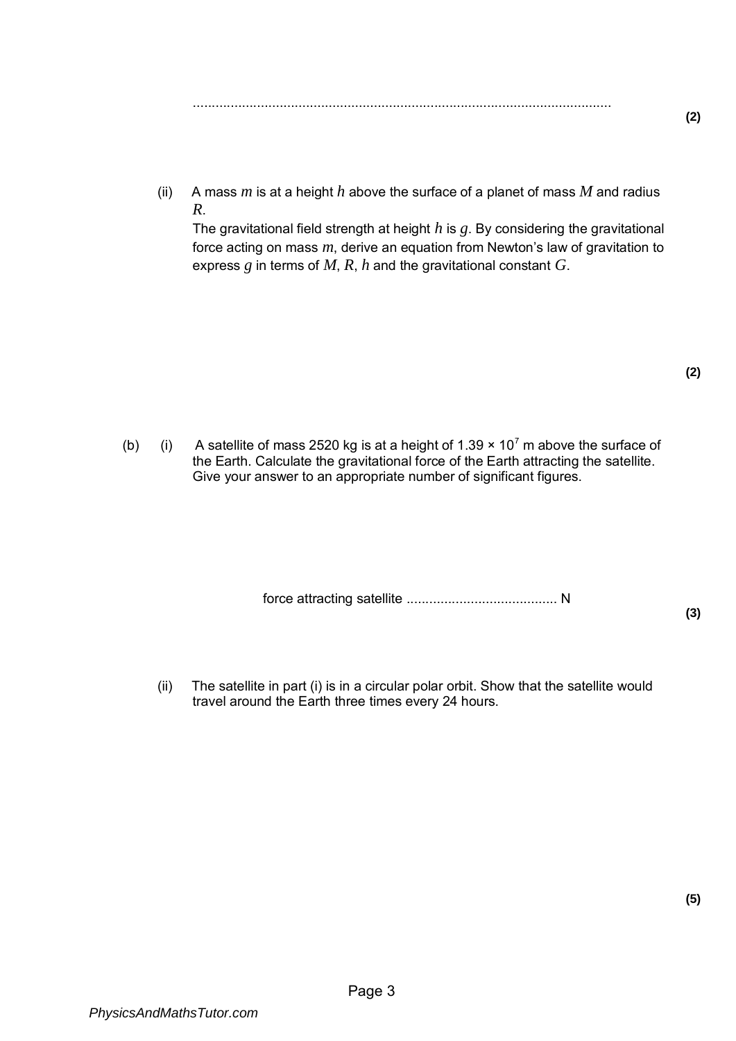...............................................................................................................

**(2)**

(ii) A mass $m$ is at a height $h$ above the surface of a planet of mass $M$ and radius $R$.
The gravitational field strength at height $h$ is $g$. By considering the gravitational force acting on mass $m$, derive an equation from Newton's law of gravitation to express $g$ in terms of $M$, $R$, $h$ and the gravitational constant $G$.

**(2)**

(b) (i) A satellite of mass 2520 kg is at a height of $1.39 \times 10^{7}$ m above the surface of the Earth. Calculate the gravitational force of the Earth attracting the satellite. Give your answer to an appropriate number of significant figures.

force attracting satellite ........................................ N

**(3)**

(ii) The satellite in part (i) is in a circular polar orbit. Show that the satellite would travel around the Earth three times every 24 hours.

**(5)**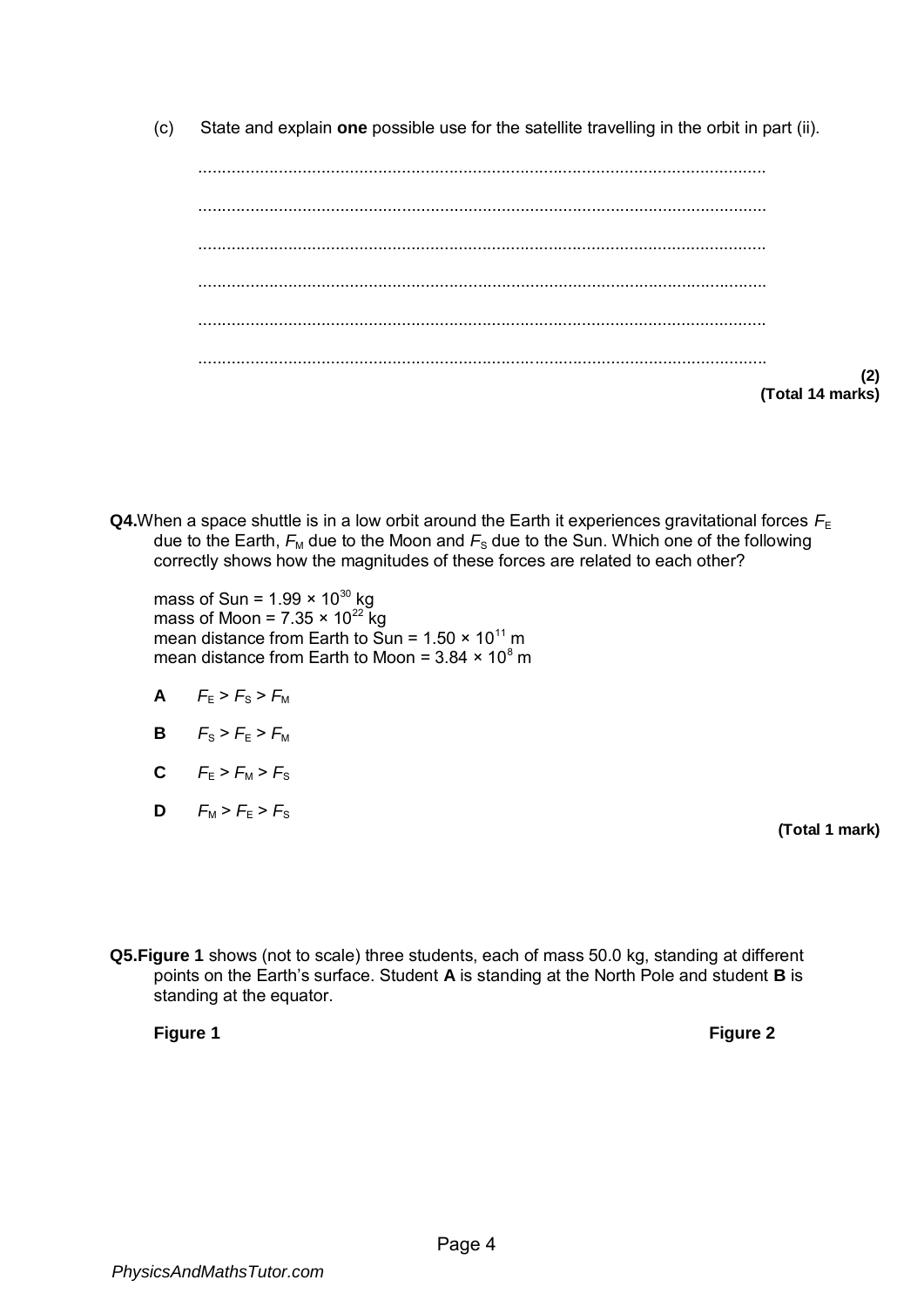(c) State and explain **one** possible use for the satellite travelling in the orbit in part (ii).

.......................................................................................................................

.......................................................................................................................

.......................................................................................................................

.......................................................................................................................

.......................................................................................................................

.......................................................................................................................

**(2)**
**(Total 14 marks)**

**Q4.** When a space shuttle is in a low orbit around the Earth it experiences gravitational forces $F_E$ due to the Earth, $F_M$ due to the Moon and $F_S$ due to the Sun. Which one of the following correctly shows how the magnitudes of these forces are related to each other?

mass of Sun = $1.99 \times 10^{30}$ kg
mass of Moon = $7.35 \times 10^{22}$ kg
mean distance from Earth to Sun = $1.50 \times 10^{11}$ m
mean distance from Earth to Moon = $3.84 \times 10^{8}$ m

**A** $F_E > F_S > F_M$

**B** $F_S > F_E > F_M$

**C** $F_E > F_M > F_S$

**D** $F_M > F_E > F_S$

**(Total 1 mark)**

**Q5. Figure 1** shows (not to scale) three students, each of mass 50.0 kg, standing at different points on the Earth's surface. Student **A** is standing at the North Pole and student **B** is standing at the equator.

**Figure 1** **Figure 2**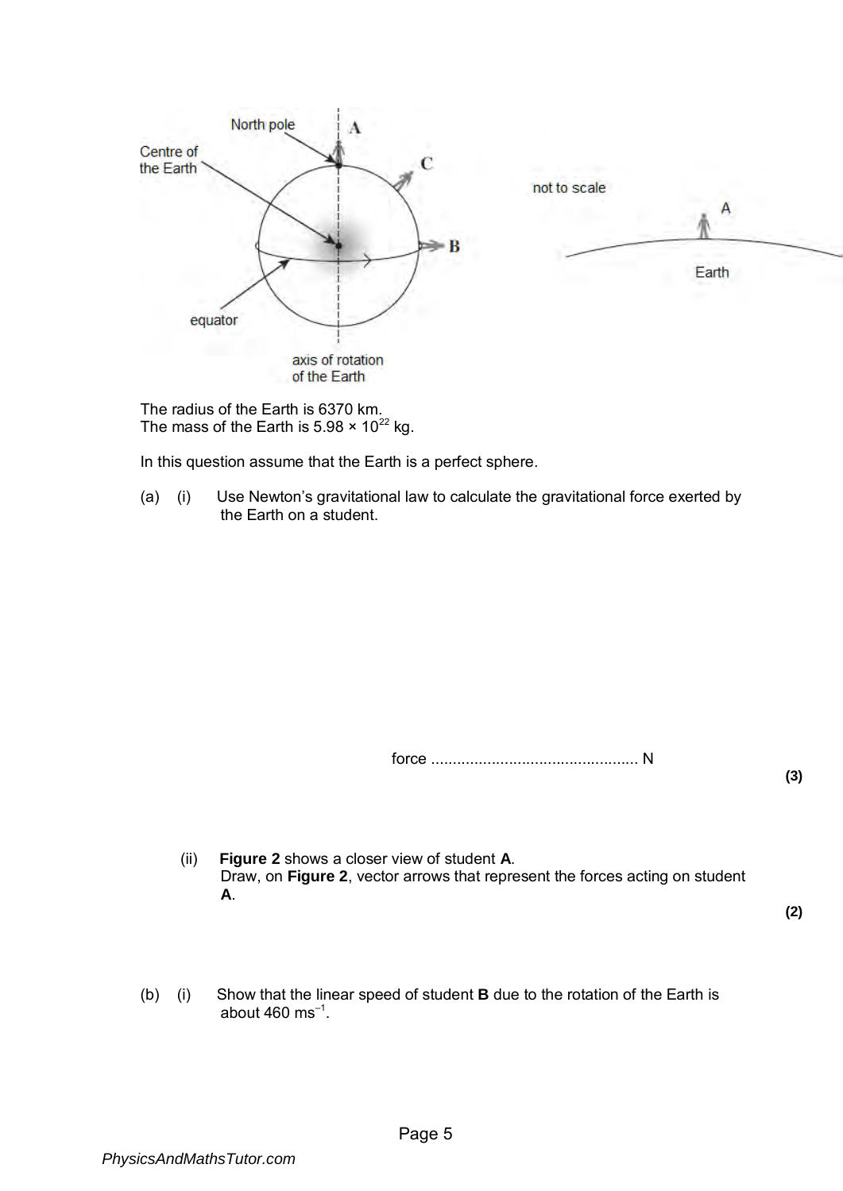The radius of the Earth is 6370 km.
The mass of the Earth is $5.98 \times 10^{22}$ kg.

In this question assume that the Earth is a perfect sphere.

(a) (i) Use Newton's gravitational law to calculate the gravitational force exerted by the Earth on a student.

force ............................................... N

**(3)**

(ii) **Figure 2** shows a closer view of student **A**.
Draw, on **Figure 2**, vector arrows that represent the forces acting on student **A**.

**(2)**

(b) (i) Show that the linear speed of student **B** due to the rotation of the Earth is about 460 $ms^{-1}$.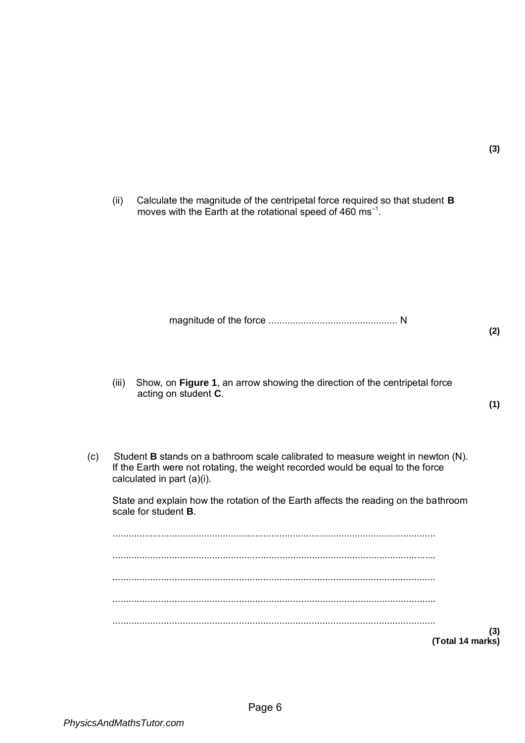**(3)**

(ii) Calculate the magnitude of the centripetal force required so that student **B** moves with the Earth at the rotational speed of 460 $ms^{-1}$.

magnitude of the force ................................................ N

**(2)**

(iii) Show, on **Figure 1**, an arrow showing the direction of the centripetal force acting on student **C**.

**(1)**

(c) Student **B** stands on a bathroom scale calibrated to measure weight in newton (N). If the Earth were not rotating, the weight recorded would be equal to the force calculated in part (a)(i).

State and explain how the rotation of the Earth affects the reading on the bathroom scale for student **B**.

.......................................................................................................................

.......................................................................................................................

.......................................................................................................................

.......................................................................................................................

.......................................................................................................................

**(3)**
**(Total 14 marks)**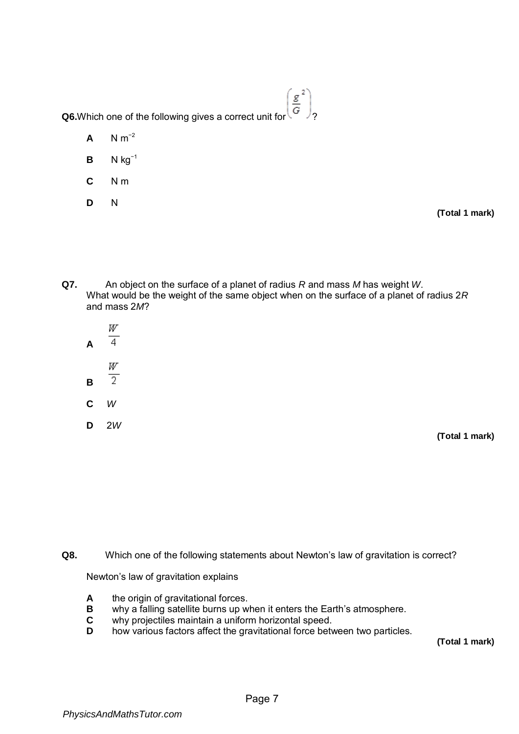**Q6.** Which one of the following gives a correct unit for $\left(\frac{g^2}{G}\right)$?

**A** $N\ m^{-2}$

**B** $N\ kg^{-1}$

**C** N m

**D** N

**(Total 1 mark)**

**Q7.** An object on the surface of a planet of radius *R* and mass *M* has weight *W*.
What would be the weight of the same object when on the surface of a planet of radius 2*R* and mass 2*M*?

**A** $\frac{W}{4}$

**B** $\frac{W}{2}$

**C** $W$

**D** $2W$

**(Total 1 mark)**

**Q8.** Which one of the following statements about Newton's law of gravitation is correct?

Newton's law of gravitation explains

**A** the origin of gravitational forces.
**B** why a falling satellite burns up when it enters the Earth's atmosphere.
**C** why projectiles maintain a uniform horizontal speed.
**D** how various factors affect the gravitational force between two particles.

**(Total 1 mark)**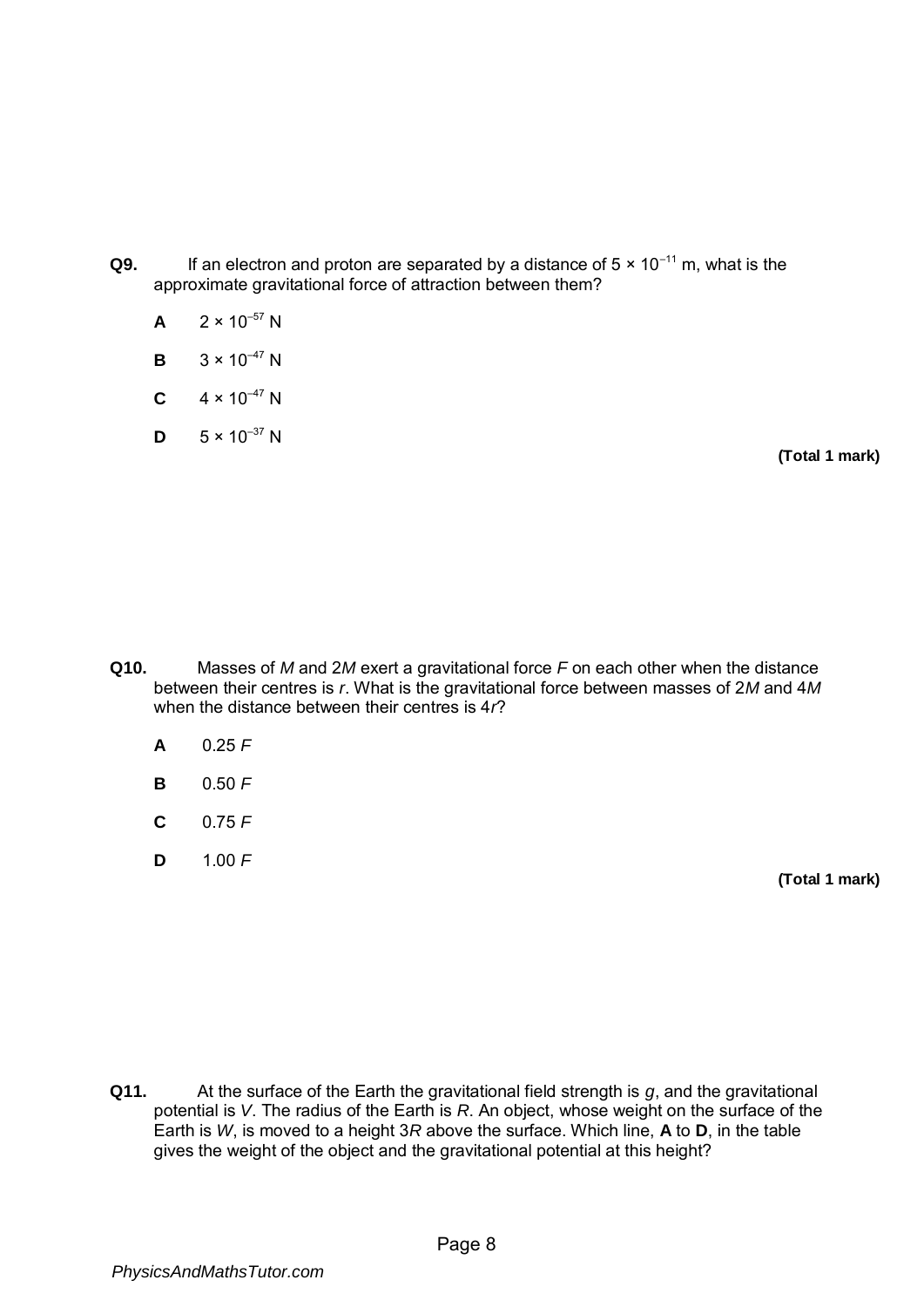**Q9.** If an electron and proton are separated by a distance of $5 \times 10^{-11}$ m, what is the approximate gravitational force of attraction between them?

**A** $2 \times 10^{-57}$ N

**B** $3 \times 10^{-47}$ N

**C** $4 \times 10^{-47}$ N

**D** $5 \times 10^{-37}$ N

**(Total 1 mark)**

**Q10.** Masses of $M$ and $2M$ exert a gravitational force $F$ on each other when the distance between their centres is $r$. What is the gravitational force between masses of $2M$ and $4M$ when the distance between their centres is $4r$?

**A** $0.25\,F$

**B** $0.50\,F$

**C** $0.75\,F$

**D** $1.00\,F$

**(Total 1 mark)**

**Q11.** At the surface of the Earth the gravitational field strength is $g$, and the gravitational potential is $V$. The radius of the Earth is $R$. An object, whose weight on the surface of the Earth is $W$, is moved to a height $3R$ above the surface. Which line, **A** to **D**, in the table gives the weight of the object and the gravitational potential at this height?

PhysicsAndMathsTutor.com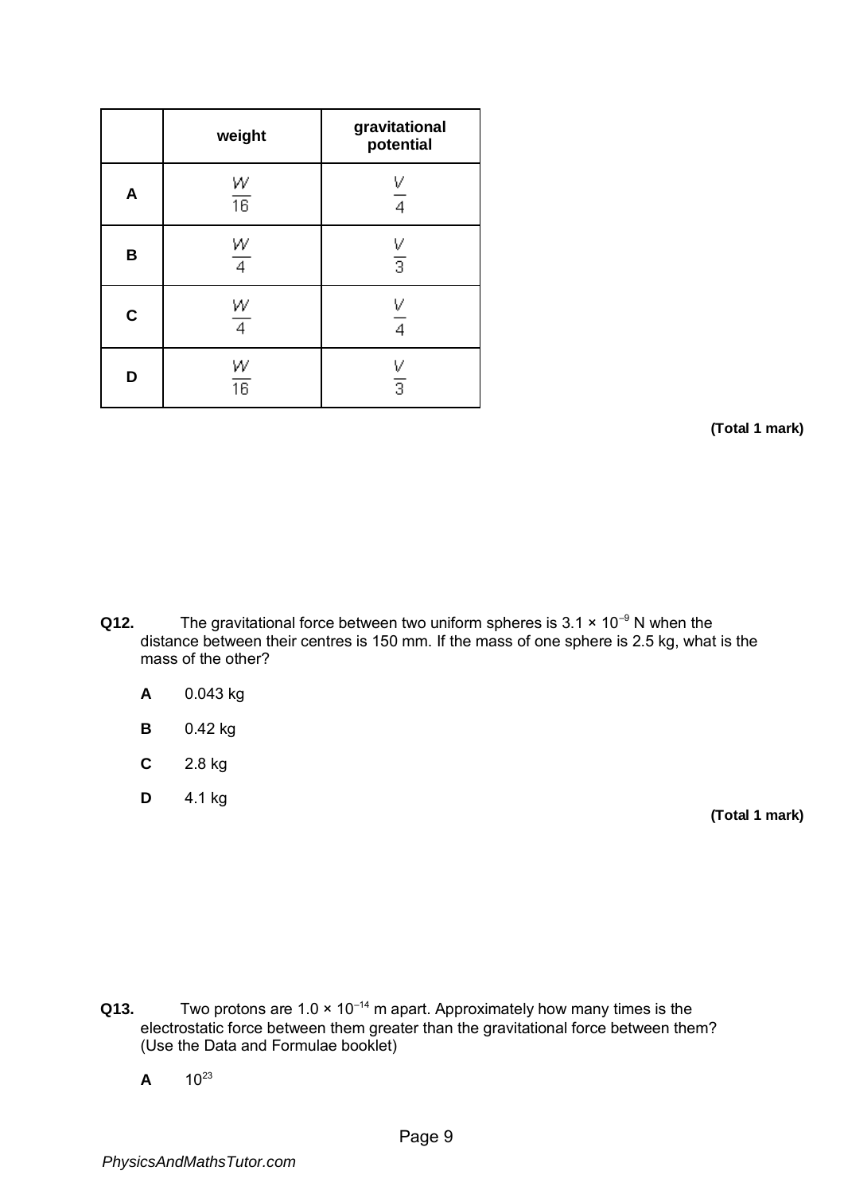| | weight | gravitational potential |
|---|---|---|
| **A** | $\frac{W}{16}$ | $\frac{V}{4}$ |
| **B** | $\frac{W}{4}$ | $\frac{V}{3}$ |
| **C** | $\frac{W}{4}$ | $\frac{V}{4}$ |
| **D** | $\frac{W}{16}$ | $\frac{V}{3}$ |

**(Total 1 mark)**

**Q12.** The gravitational force between two uniform spheres is $3.1 \times 10^{-9}$ N when the distance between their centres is 150 mm. If the mass of one sphere is 2.5 kg, what is the mass of the other?

**A** 0.043 kg

**B** 0.42 kg

**C** 2.8 kg

**D** 4.1 kg

**(Total 1 mark)**

**Q13.** Two protons are $1.0 \times 10^{-14}$ m apart. Approximately how many times is the electrostatic force between them greater than the gravitational force between them? (Use the Data and Formulae booklet)

**A** $10^{23}$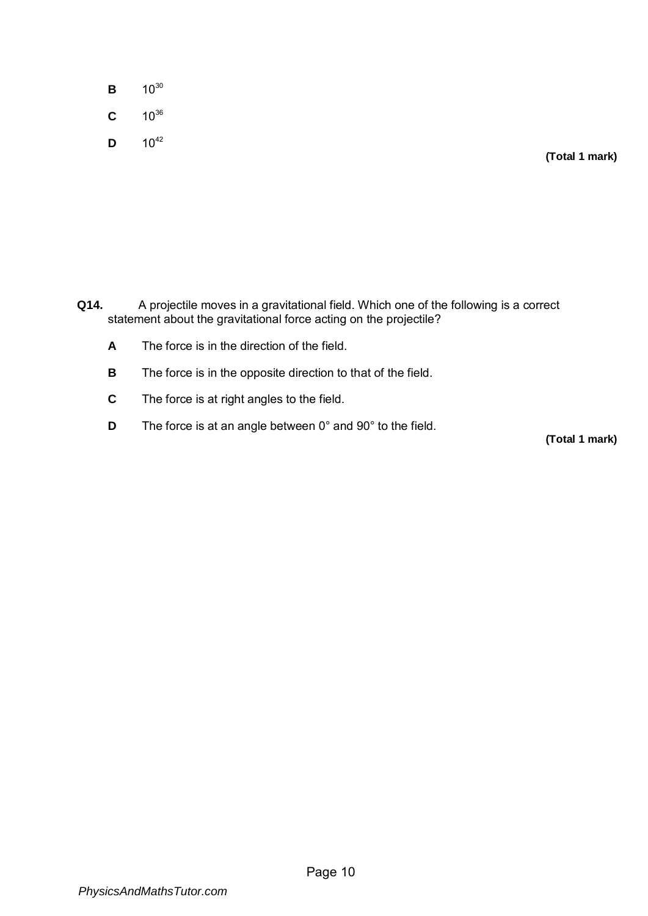**B** $10^{30}$

**C** $10^{36}$

**D** $10^{42}$

**(Total 1 mark)**

**Q14.** A projectile moves in a gravitational field. Which one of the following is a correct statement about the gravitational force acting on the projectile?

**A** The force is in the direction of the field.

**B** The force is in the opposite direction to that of the field.

**C** The force is at right angles to the field.

**D** The force is at an angle between 0° and 90° to the field.

**(Total 1 mark)**